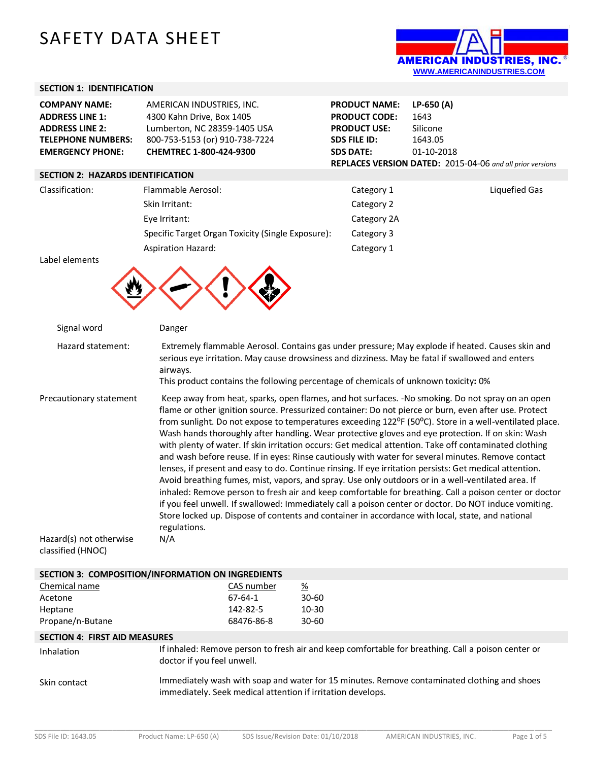# SAFETY DATA SHEET

AMERICAN INDUSTRIES, INC.
WWW.AMERICANINDUSTRIES.COM

## SECTION 1: IDENTIFICATION

| | | | |
|---|---|---|---|
| **COMPANY NAME:** | AMERICAN INDUSTRIES, INC. | **PRODUCT NAME:** | **LP-650 (A)** |
| **ADDRESS LINE 1:** | 4300 Kahn Drive, Box 1405 | **PRODUCT CODE:** | 1643 |
| **ADDRESS LINE 2:** | Lumberton, NC 28359-1405 USA | **PRODUCT USE:** | Silicone |
| **TELEPHONE NUMBERS:** | 800-753-5153 (or) 910-738-7224 | **SDS FILE ID:** | 1643.05 |
| **EMERGENCY PHONE:** | **CHEMTREC 1-800-424-9300** | **SDS DATE:** | 01-10-2018 |

**REPLACES VERSION DATED:** 2015-04-06 *and all prior versions*

## SECTION 2: HAZARDS IDENTIFICATION

| Classification: | | | |
|---|---|---|---|
| | Flammable Aerosol: | Category 1 | Liquefied Gas |
| | Skin Irritant: | Category 2 | |
| | Eye Irritant: | Category 2A | |
| | Specific Target Organ Toxicity (Single Exposure): | Category 3 | |
| | Aspiration Hazard: | Category 1 | |

Label elements

Signal word: Danger

Hazard statement: Extremely flammable Aerosol. Contains gas under pressure; May explode if heated. Causes skin and serious eye irritation. May cause drowsiness and dizziness. May be fatal if swallowed and enters airways.
This product contains the following percentage of chemicals of unknown toxicity**:** 0%

Precautionary statement: Keep away from heat, sparks, open flames, and hot surfaces. -No smoking. Do not spray on an open flame or other ignition source. Pressurized container: Do not pierce or burn, even after use. Protect from sunlight. Do not expose to temperatures exceeding 122ºF (50ºC). Store in a well-ventilated place. Wash hands thoroughly after handling. Wear protective gloves and eye protection. If on skin: Wash with plenty of water. If skin irritation occurs: Get medical attention. Take off contaminated clothing and wash before reuse. If in eyes: Rinse cautiously with water for several minutes. Remove contact lenses, if present and easy to do. Continue rinsing. If eye irritation persists: Get medical attention. Avoid breathing fumes, mist, vapors, and spray. Use only outdoors or in a well-ventilated area. If inhaled: Remove person to fresh air and keep comfortable for breathing. Call a poison center or doctor if you feel unwell. If swallowed: Immediately call a poison center or doctor. Do NOT induce vomiting. Store locked up. Dispose of contents and container in accordance with local, state, and national regulations.

Hazard(s) not otherwise classified (HNOC): N/A

## SECTION 3: COMPOSITION/INFORMATION ON INGREDIENTS

| Chemical name | CAS number | % |
|---|---|---|
| Acetone | 67-64-1 | 30-60 |
| Heptane | 142-82-5 | 10-30 |
| Propane/n-Butane | 68476-86-8 | 30-60 |

## SECTION 4: FIRST AID MEASURES

Inhalation: If inhaled: Remove person to fresh air and keep comfortable for breathing. Call a poison center or doctor if you feel unwell.

Skin contact: Immediately wash with soap and water for 15 minutes. Remove contaminated clothing and shoes immediately. Seek medical attention if irritation develops.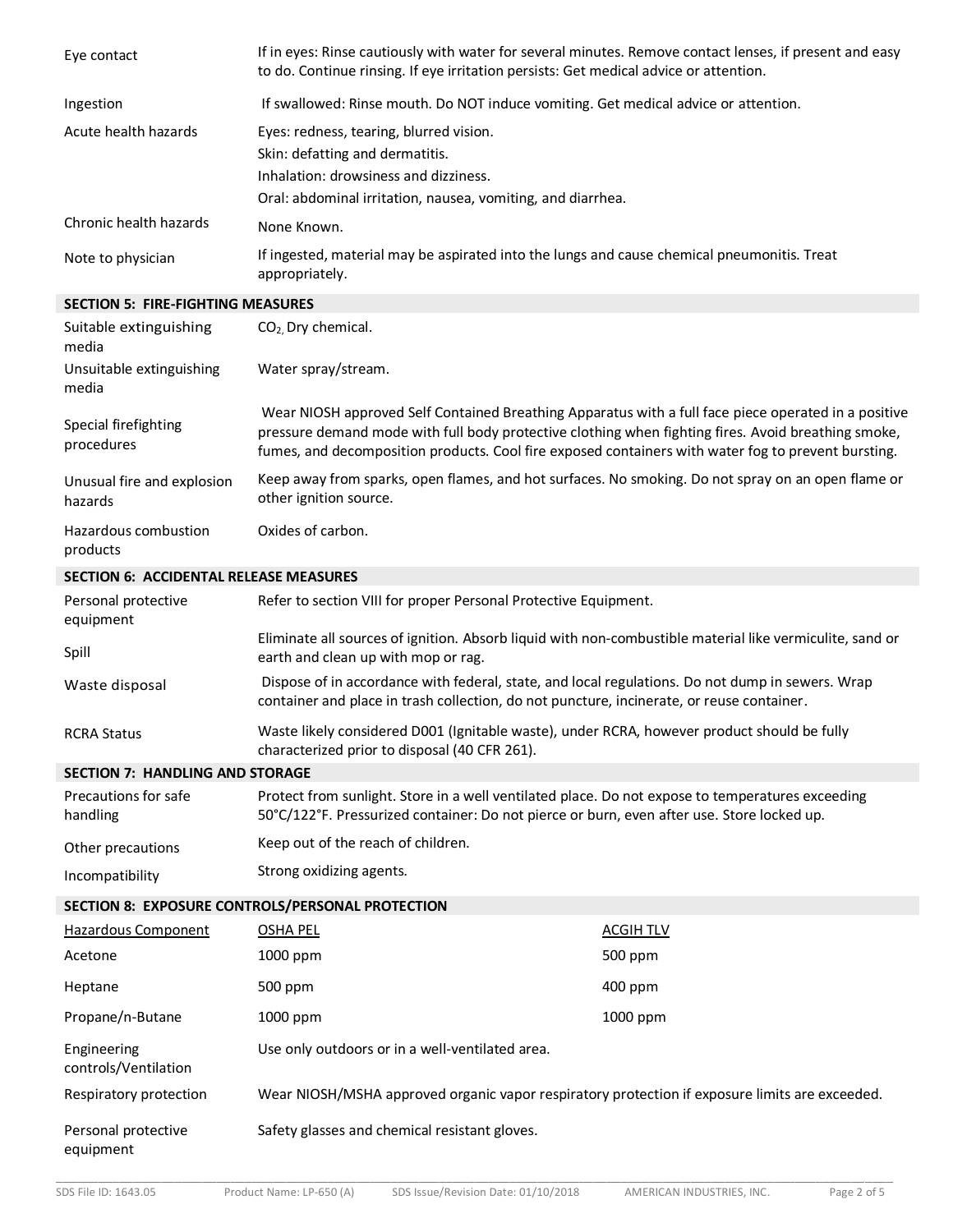| | |
|---|---|
| Eye contact | If in eyes: Rinse cautiously with water for several minutes. Remove contact lenses, if present and easy to do. Continue rinsing. If eye irritation persists: Get medical advice or attention. |
| Ingestion | If swallowed: Rinse mouth. Do NOT induce vomiting. Get medical advice or attention. |
| Acute health hazards | Eyes: redness, tearing, blurred vision.<br>Skin: defatting and dermatitis.<br>Inhalation: drowsiness and dizziness.<br>Oral: abdominal irritation, nausea, vomiting, and diarrhea. |
| Chronic health hazards | None Known. |
| Note to physician | If ingested, material may be aspirated into the lungs and cause chemical pneumonitis. Treat appropriately. |

## SECTION 5: FIRE-FIGHTING MEASURES

| | |
|---|---|
| Suitable extinguishing media | $CO_2$, Dry chemical. |
| Unsuitable extinguishing media | Water spray/stream. |
| Special firefighting procedures | Wear NIOSH approved Self Contained Breathing Apparatus with a full face piece operated in a positive pressure demand mode with full body protective clothing when fighting fires. Avoid breathing smoke, fumes, and decomposition products. Cool fire exposed containers with water fog to prevent bursting. |
| Unusual fire and explosion hazards | Keep away from sparks, open flames, and hot surfaces. No smoking. Do not spray on an open flame or other ignition source. |
| Hazardous combustion products | Oxides of carbon. |

## SECTION 6: ACCIDENTAL RELEASE MEASURES

| | |
|---|---|
| Personal protective equipment | Refer to section VIII for proper Personal Protective Equipment. |
| Spill | Eliminate all sources of ignition. Absorb liquid with non-combustible material like vermiculite, sand or earth and clean up with mop or rag. |
| Waste disposal | Dispose of in accordance with federal, state, and local regulations. Do not dump in sewers. Wrap container and place in trash collection, do not puncture, incinerate, or reuse container. |
| RCRA Status | Waste likely considered D001 (Ignitable waste), under RCRA, however product should be fully characterized prior to disposal (40 CFR 261). |

## SECTION 7: HANDLING AND STORAGE

| | |
|---|---|
| Precautions for safe handling | Protect from sunlight. Store in a well ventilated place. Do not expose to temperatures exceeding 50°C/122°F. Pressurized container: Do not pierce or burn, even after use. Store locked up. |
| Other precautions | Keep out of the reach of children. |
| Incompatibility | Strong oxidizing agents. |

## SECTION 8: EXPOSURE CONTROLS/PERSONAL PROTECTION

| Hazardous Component | OSHA PEL | ACGIH TLV |
|---|---|---|
| Acetone | 1000 ppm | 500 ppm |
| Heptane | 500 ppm | 400 ppm |
| Propane/n-Butane | 1000 ppm | 1000 ppm |

| | |
|---|---|
| Engineering controls/Ventilation | Use only outdoors or in a well-ventilated area. |
| Respiratory protection | Wear NIOSH/MSHA approved organic vapor respiratory protection if exposure limits are exceeded. |
| Personal protective equipment | Safety glasses and chemical resistant gloves. |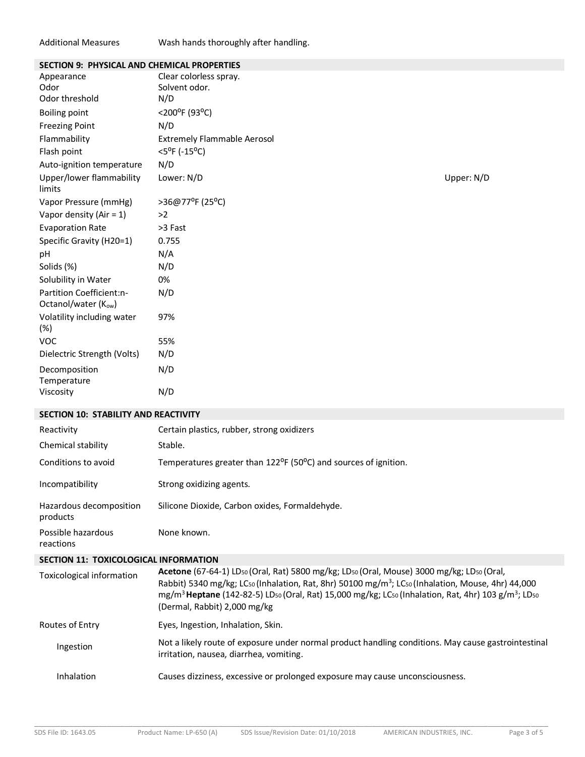| | |
|---|---|
| Additional Measures | Wash hands thoroughly after handling. |

## SECTION 9: PHYSICAL AND CHEMICAL PROPERTIES

| | | |
|---|---|---|
| Appearance | Clear colorless spray. | |
| Odor | Solvent odor. | |
| Odor threshold | N/D | |
| Boiling point | <200$^{o}$F (93$^{o}$C) | |
| Freezing Point | N/D | |
| Flammability | Extremely Flammable Aerosol | |
| Flash point | <5$^{o}$F (-15$^{o}$C) | |
| Auto-ignition temperature | N/D | |
| Upper/lower flammability limits | Lower: N/D | Upper: N/D |
| Vapor Pressure (mmHg) | >36@77$^{o}$F (25$^{o}$C) | |
| Vapor density (Air = 1) | >2 | |
| Evaporation Rate | >3 Fast | |
| Specific Gravity (H20=1) | 0.755 | |
| pH | N/A | |
| Solids (%) | N/D | |
| Solubility in Water | 0% | |
| Partition Coefficient:n-Octanol/water ($K_{ow}$) | N/D | |
| Volatility including water (%) | 97% | |
| VOC | 55% | |
| Dielectric Strength (Volts) | N/D | |
| Decomposition Temperature | N/D | |
| Viscosity | N/D | |

## SECTION 10: STABILITY AND REACTIVITY

| | |
|---|---|
| Reactivity | Certain plastics, rubber, strong oxidizers |
| Chemical stability | Stable. |
| Conditions to avoid | Temperatures greater than 122$^{o}$F (50$^{o}$C) and sources of ignition. |
| Incompatibility | Strong oxidizing agents. |
| Hazardous decomposition products | Silicone Dioxide, Carbon oxides, Formaldehyde. |
| Possible hazardous reactions | None known. |

## SECTION 11: TOXICOLOGICAL INFORMATION

| | |
|---|---|
| Toxicological information | **Acetone** (67-64-1) $LD_{50}$ (Oral, Rat) 5800 mg/kg; $LD_{50}$ (Oral, Mouse) 3000 mg/kg; $LD_{50}$ (Oral, Rabbit) 5340 mg/kg; $LC_{50}$ (Inhalation, Rat, 8hr) 50100 mg/m$^3$; $LC_{50}$ (Inhalation, Mouse, 4hr) 44,000 mg/m$^3$ **Heptane** (142-82-5) $LD_{50}$ (Oral, Rat) 15,000 mg/kg; $LC_{50}$ (Inhalation, Rat, 4hr) 103 g/m$^3$; $LD_{50}$ (Dermal, Rabbit) 2,000 mg/kg |
| Routes of Entry | Eyes, Ingestion, Inhalation, Skin. |
| Ingestion | Not a likely route of exposure under normal product handling conditions. May cause gastrointestinal irritation, nausea, diarrhea, vomiting. |
| Inhalation | Causes dizziness, excessive or prolonged exposure may cause unconsciousness. |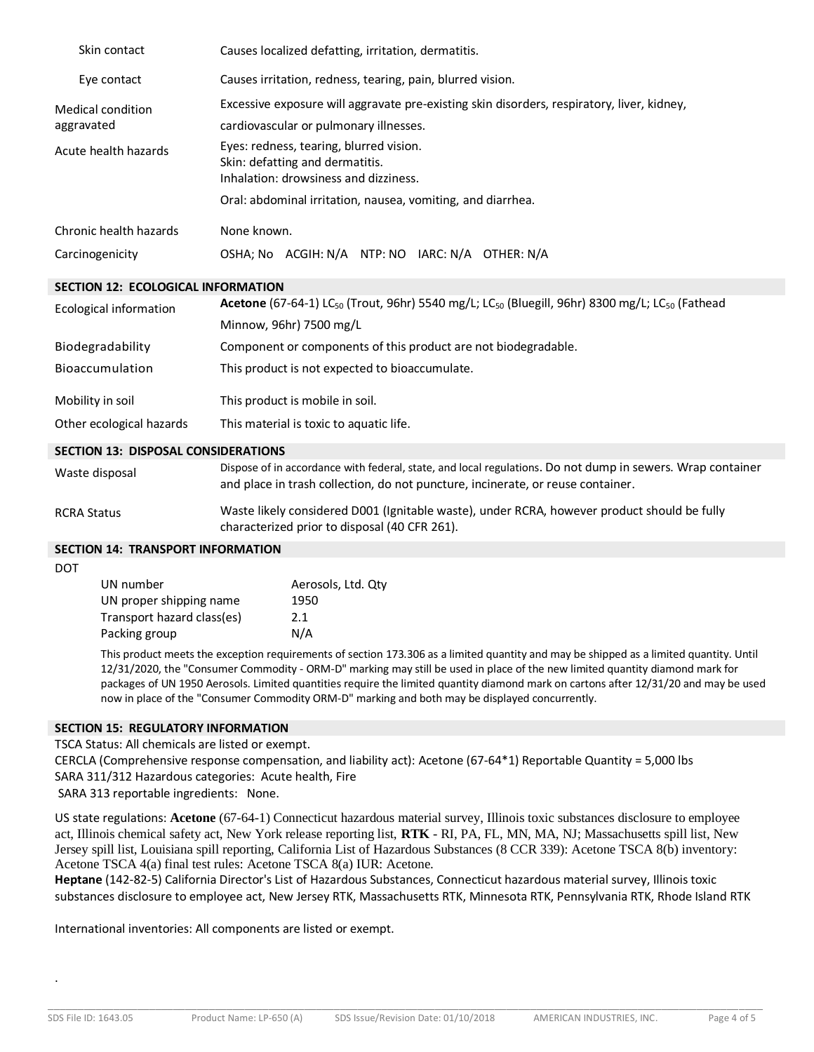| | |
|---|---|
| Skin contact | Causes localized defatting, irritation, dermatitis. |
| Eye contact | Causes irritation, redness, tearing, pain, blurred vision. |
| Medical condition aggravated | Excessive exposure will aggravate pre-existing skin disorders, respiratory, liver, kidney, cardiovascular or pulmonary illnesses. |
| Acute health hazards | Eyes: redness, tearing, blurred vision.<br>Skin: defatting and dermatitis.<br>Inhalation: drowsiness and dizziness.<br>Oral: abdominal irritation, nausea, vomiting, and diarrhea. |
| Chronic health hazards | None known. |
| Carcinogenicity | OSHA; No ACGIH: N/A NTP: NO IARC: N/A OTHER: N/A |

## SECTION 12: ECOLOGICAL INFORMATION

| | |
|---|---|
| Ecological information | **Acetone** (67-64-1) $LC_{50}$ (Trout, 96hr) 5540 mg/L; $LC_{50}$ (Bluegill, 96hr) 8300 mg/L; $LC_{50}$ (Fathead Minnow, 96hr) 7500 mg/L |
| Biodegradability | Component or components of this product are not biodegradable. |
| Bioaccumulation | This product is not expected to bioaccumulate. |
| Mobility in soil | This product is mobile in soil. |
| Other ecological hazards | This material is toxic to aquatic life. |

## SECTION 13: DISPOSAL CONSIDERATIONS

| | |
|---|---|
| Waste disposal | Dispose of in accordance with federal, state, and local regulations. Do not dump in sewers. Wrap container and place in trash collection, do not puncture, incinerate, or reuse container. |
| RCRA Status | Waste likely considered D001 (Ignitable waste), under RCRA, however product should be fully characterized prior to disposal (40 CFR 261). |

## SECTION 14: TRANSPORT INFORMATION

DOT

| | |
|---|---|
| UN number | Aerosols, Ltd. Qty |
| UN proper shipping name | 1950 |
| Transport hazard class(es) | 2.1 |
| Packing group | N/A |

This product meets the exception requirements of section 173.306 as a limited quantity and may be shipped as a limited quantity. Until 12/31/2020, the "Consumer Commodity - ORM-D" marking may still be used in place of the new limited quantity diamond mark for packages of UN 1950 Aerosols. Limited quantities require the limited quantity diamond mark on cartons after 12/31/20 and may be used now in place of the "Consumer Commodity ORM-D" marking and both may be displayed concurrently.

## SECTION 15: REGULATORY INFORMATION

TSCA Status: All chemicals are listed or exempt.

CERCLA (Comprehensive response compensation, and liability act): Acetone (67-64*1) Reportable Quantity = 5,000 lbs

SARA 311/312 Hazardous categories: Acute health, Fire

SARA 313 reportable ingredients: None.

US state regulations: **Acetone** (67-64-1) Connecticut hazardous material survey, Illinois toxic substances disclosure to employee act, Illinois chemical safety act, New York release reporting list, **RTK** - RI, PA, FL, MN, MA, NJ; Massachusetts spill list, New Jersey spill list, Louisiana spill reporting, California List of Hazardous Substances (8 CCR 339): Acetone TSCA 8(b) inventory: Acetone TSCA 4(a) final test rules: Acetone TSCA 8(a) IUR: Acetone.

**Heptane** (142-82-5) California Director's List of Hazardous Substances, Connecticut hazardous material survey, Illinois toxic substances disclosure to employee act, New Jersey RTK, Massachusetts RTK, Minnesota RTK, Pennsylvania RTK, Rhode Island RTK

International inventories: All components are listed or exempt.

.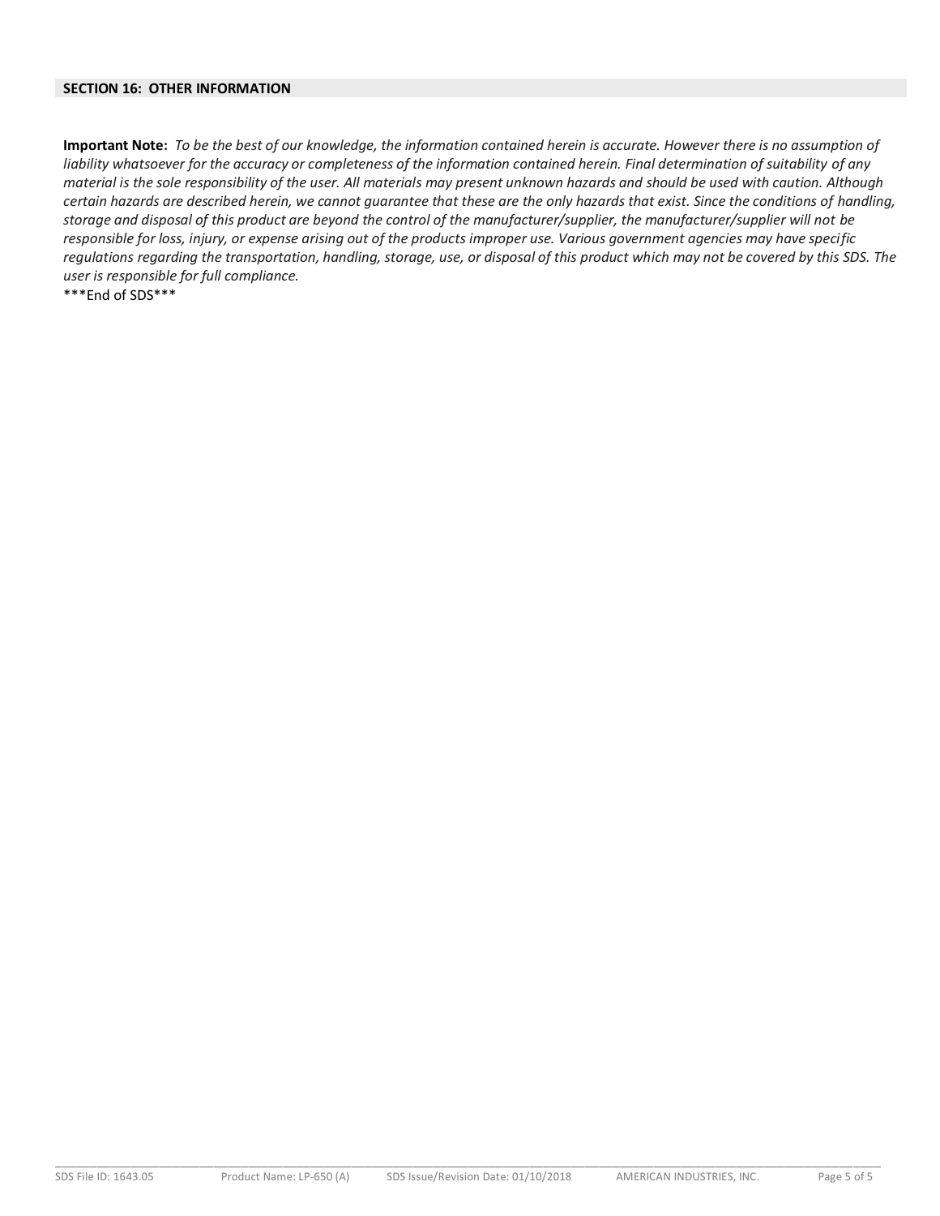## SECTION 16: OTHER INFORMATION

**Important Note:** *To be the best of our knowledge, the information contained herein is accurate. However there is no assumption of liability whatsoever for the accuracy or completeness of the information contained herein. Final determination of suitability of any material is the sole responsibility of the user. All materials may present unknown hazards and should be used with caution. Although certain hazards are described herein, we cannot guarantee that these are the only hazards that exist. Since the conditions of handling, storage and disposal of this product are beyond the control of the manufacturer/supplier, the manufacturer/supplier will not be responsible for loss, injury, or expense arising out of the products improper use. Various government agencies may have specific regulations regarding the transportation, handling, storage, use, or disposal of this product which may not be covered by this SDS. The user is responsible for full compliance.*

***End of SDS***